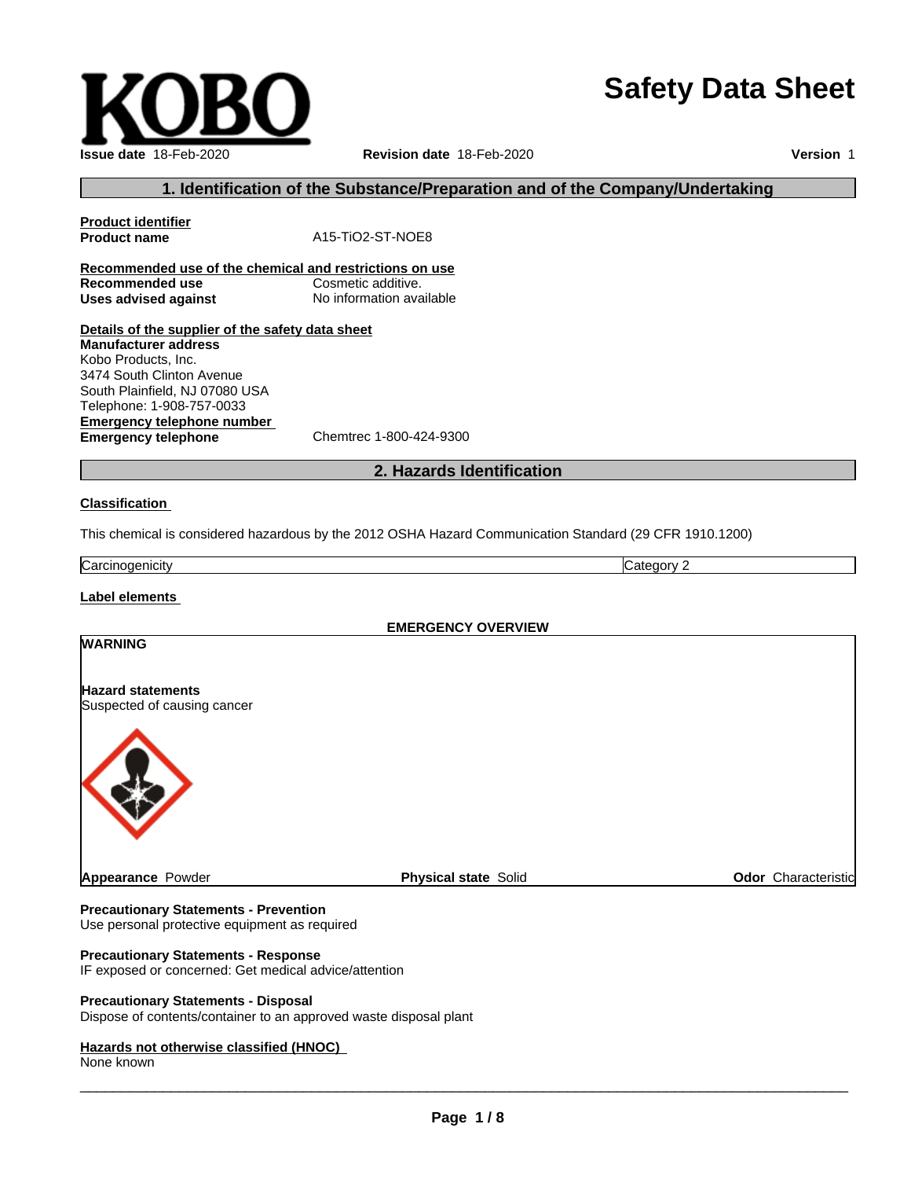# Safety Data Sheet

**Issue date** 18-Feb-2020 **Revision date** 18-Feb-2020 **Version** 1

## 1. Identification of the Substance/Preparation and of the Company/Undertaking

**Product identifier**

**Product name** A15-TiO2-ST-NOE8

**Recommended use of the chemical and restrictions on use**

**Recommended use** Cosmetic additive.

**Uses advised against** No information available

**Details of the supplier of the safety data sheet**

**Manufacturer address**
Kobo Products, Inc.
3474 South Clinton Avenue
South Plainfield, NJ 07080 USA
Telephone: 1-908-757-0033

**Emergency telephone number**

**Emergency telephone** Chemtrec 1-800-424-9300

## 2. Hazards Identification

**Classification**

This chemical is considered hazardous by the 2012 OSHA Hazard Communication Standard (29 CFR 1910.1200)

| | |
|---|---|
| Carcinogenicity | Category 2 |

**Label elements**

**EMERGENCY OVERVIEW**

**WARNING**

**Hazard statements**
Suspected of causing cancer

**Appearance** Powder **Physical state** Solid **Odor** Characteristic

**Precautionary Statements - Prevention**
Use personal protective equipment as required

**Precautionary Statements - Response**
IF exposed or concerned: Get medical advice/attention

**Precautionary Statements - Disposal**
Dispose of contents/container to an approved waste disposal plant

**Hazards not otherwise classified (HNOC)**
None known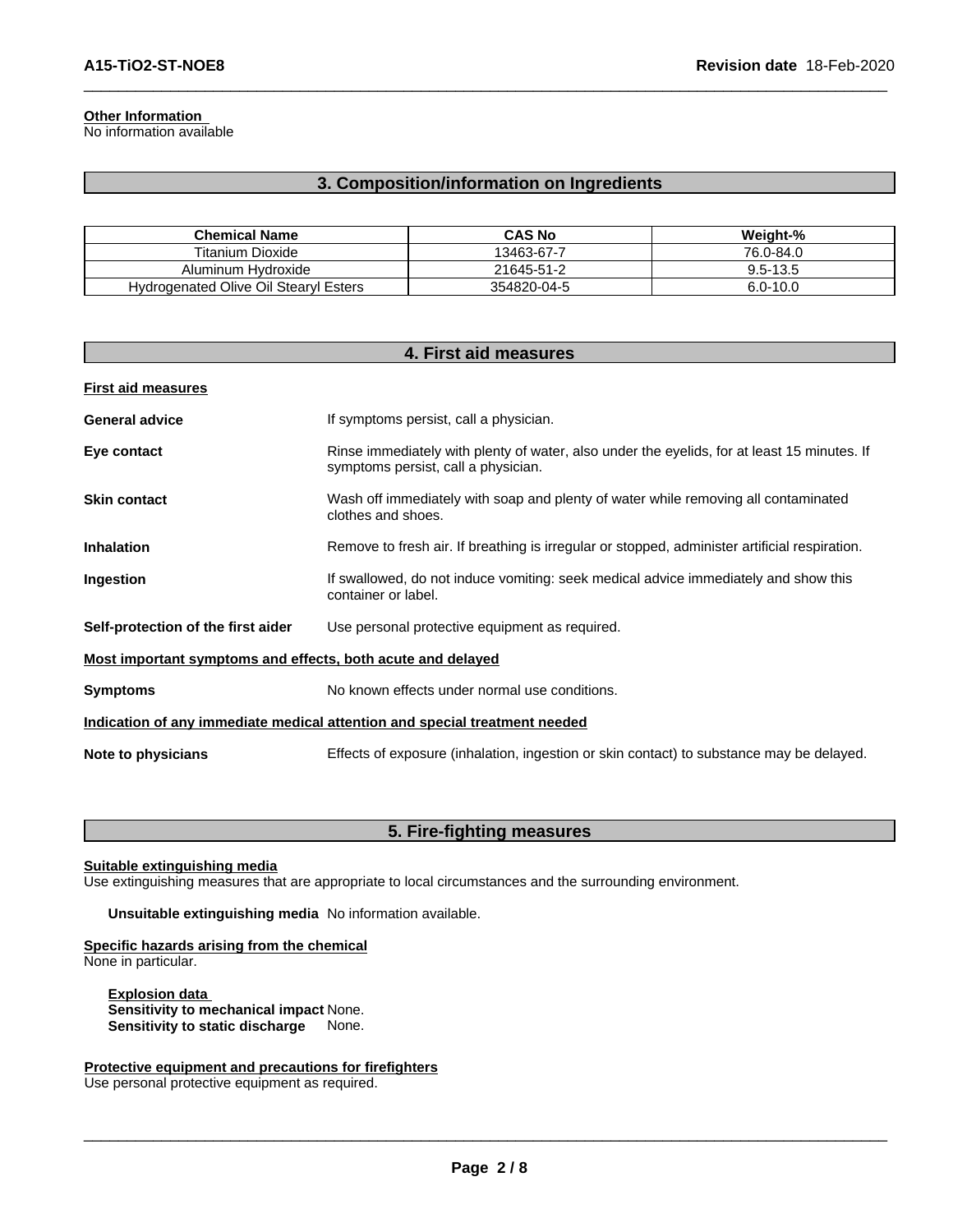**Other Information**
No information available

## 3. Composition/information on Ingredients

| Chemical Name | CAS No | Weight-% |
|---|---|---|
| Titanium Dioxide | 13463-67-7 | 76.0-84.0 |
| Aluminum Hydroxide | 21645-51-2 | 9.5-13.5 |
| Hydrogenated Olive Oil Stearyl Esters | 354820-04-5 | 6.0-10.0 |

## 4. First aid measures

**First aid measures**

**General advice** If symptoms persist, call a physician.

**Eye contact** Rinse immediately with plenty of water, also under the eyelids, for at least 15 minutes. If symptoms persist, call a physician.

**Skin contact** Wash off immediately with soap and plenty of water while removing all contaminated clothes and shoes.

**Inhalation** Remove to fresh air. If breathing is irregular or stopped, administer artificial respiration.

**Ingestion** If swallowed, do not induce vomiting: seek medical advice immediately and show this container or label.

**Self-protection of the first aider** Use personal protective equipment as required.

**Most important symptoms and effects, both acute and delayed**

**Symptoms** No known effects under normal use conditions.

**Indication of any immediate medical attention and special treatment needed**

**Note to physicians** Effects of exposure (inhalation, ingestion or skin contact) to substance may be delayed.

## 5. Fire-fighting measures

**Suitable extinguishing media**
Use extinguishing measures that are appropriate to local circumstances and the surrounding environment.

**Unsuitable extinguishing media** No information available.

**Specific hazards arising from the chemical**
None in particular.

**Explosion data**
**Sensitivity to mechanical impact** None.
**Sensitivity to static discharge** None.

**Protective equipment and precautions for firefighters**
Use personal protective equipment as required.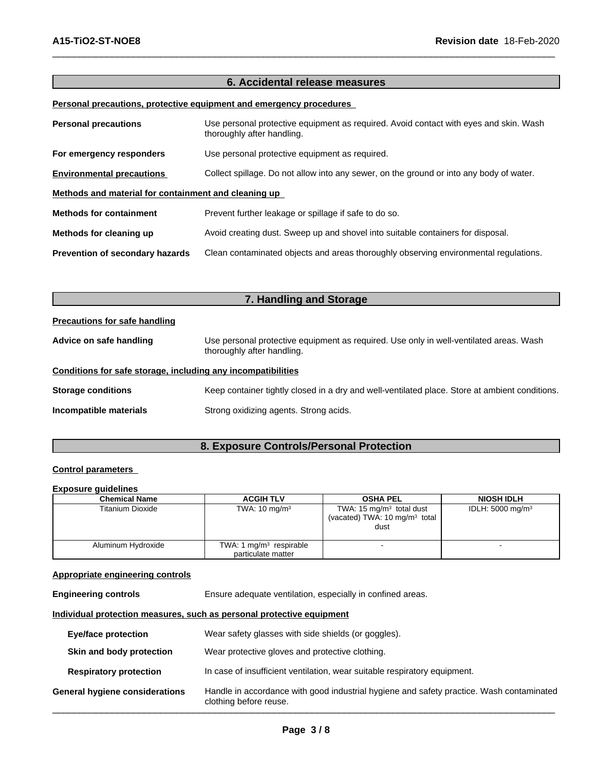## 6. Accidental release measures

**Personal precautions, protective equipment and emergency procedures**

**Personal precautions** Use personal protective equipment as required. Avoid contact with eyes and skin. Wash thoroughly after handling.

**For emergency responders** Use personal protective equipment as required.

**Environmental precautions** Collect spillage. Do not allow into any sewer, on the ground or into any body of water.

**Methods and material for containment and cleaning up**

**Methods for containment** Prevent further leakage or spillage if safe to do so.

**Methods for cleaning up** Avoid creating dust. Sweep up and shovel into suitable containers for disposal.

**Prevention of secondary hazards** Clean contaminated objects and areas thoroughly observing environmental regulations.

## 7. Handling and Storage

**Precautions for safe handling**

**Advice on safe handling** Use personal protective equipment as required. Use only in well-ventilated areas. Wash thoroughly after handling.

**Conditions for safe storage, including any incompatibilities**

**Storage conditions** Keep container tightly closed in a dry and well-ventilated place. Store at ambient conditions.

**Incompatible materials** Strong oxidizing agents. Strong acids.

## 8. Exposure Controls/Personal Protection

**Control parameters**

**Exposure guidelines**

| Chemical Name | ACGIH TLV | OSHA PEL | NIOSH IDLH |
|---|---|---|---|
| Titanium Dioxide | TWA: 10 mg/m³ | TWA: 15 mg/m³ total dust (vacated) TWA: 10 mg/m³ total dust | IDLH: 5000 mg/m³ |
| Aluminum Hydroxide | TWA: 1 mg/m³ respirable particulate matter | - | - |

**Appropriate engineering controls**

**Engineering controls** Ensure adequate ventilation, especially in confined areas.

**Individual protection measures, such as personal protective equipment**

**Eye/face protection** Wear safety glasses with side shields (or goggles).

**Skin and body protection** Wear protective gloves and protective clothing.

**Respiratory protection** In case of insufficient ventilation, wear suitable respiratory equipment.

**General hygiene considerations** Handle in accordance with good industrial hygiene and safety practice. Wash contaminated clothing before reuse.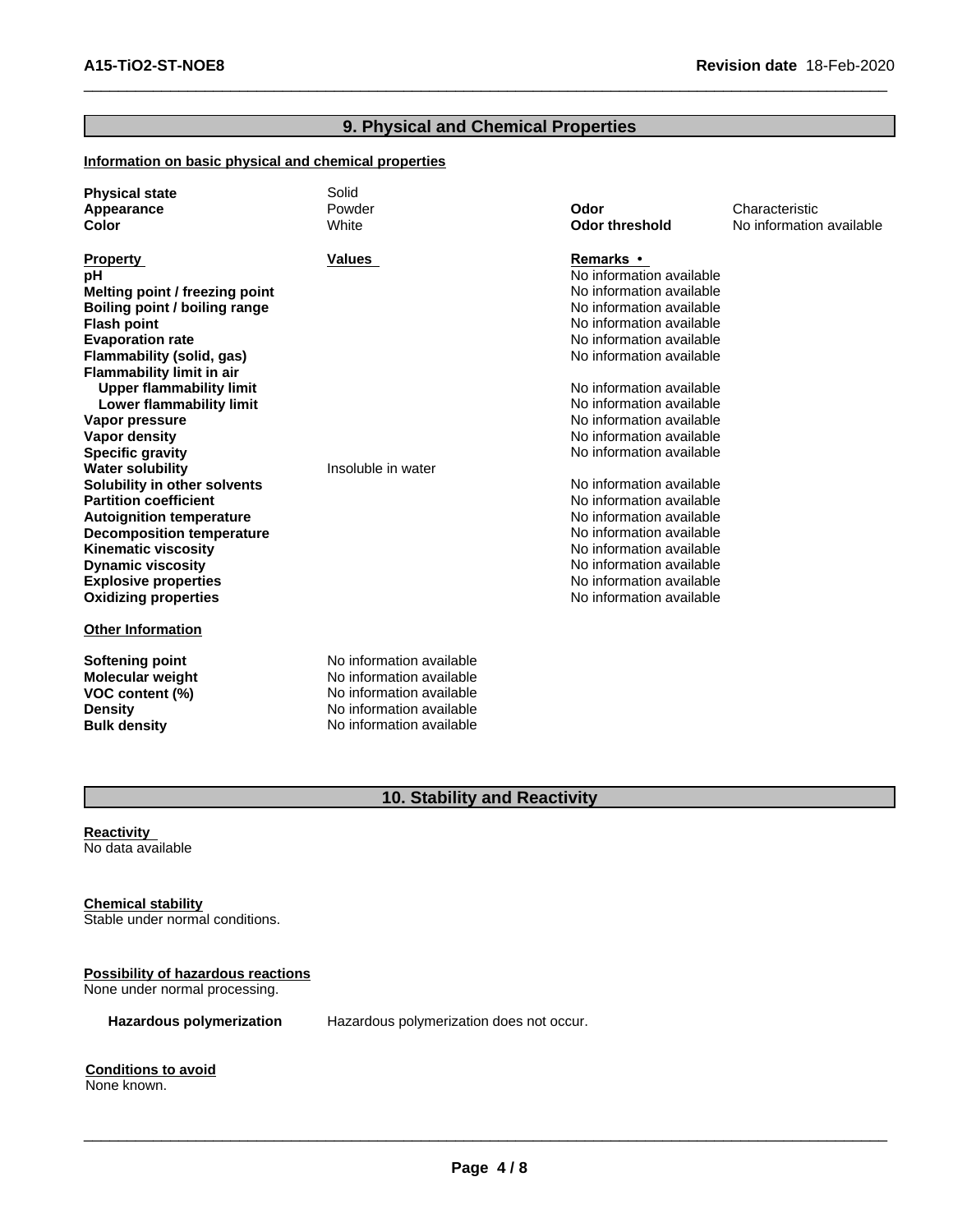## 9. Physical and Chemical Properties

**Information on basic physical and chemical properties**

| | | | |
|---|---|---|---|
| **Physical state** | Solid | | |
| **Appearance** | Powder | **Odor** | Characteristic |
| **Color** | White | **Odor threshold** | No information available |

| Property | Values | Remarks • |
|---|---|---|
| **pH** | | No information available |
| **Melting point / freezing point** | | No information available |
| **Boiling point / boiling range** | | No information available |
| **Flash point** | | No information available |
| **Evaporation rate** | | No information available |
| **Flammability (solid, gas)** | | No information available |
| **Flammability limit in air** | | |
| **Upper flammability limit** | | No information available |
| **Lower flammability limit** | | No information available |
| **Vapor pressure** | | No information available |
| **Vapor density** | | No information available |
| **Specific gravity** | | No information available |
| **Water solubility** | Insoluble in water | |
| **Solubility in other solvents** | | No information available |
| **Partition coefficient** | | No information available |
| **Autoignition temperature** | | No information available |
| **Decomposition temperature** | | No information available |
| **Kinematic viscosity** | | No information available |
| **Dynamic viscosity** | | No information available |
| **Explosive properties** | | No information available |
| **Oxidizing properties** | | No information available |

**Other Information**

| | |
|---|---|
| **Softening point** | No information available |
| **Molecular weight** | No information available |
| **VOC content (%)** | No information available |
| **Density** | No information available |
| **Bulk density** | No information available |

## 10. Stability and Reactivity

**Reactivity**
No data available

**Chemical stability**
Stable under normal conditions.

**Possibility of hazardous reactions**
None under normal processing.

**Hazardous polymerization** Hazardous polymerization does not occur.

**Conditions to avoid**
None known.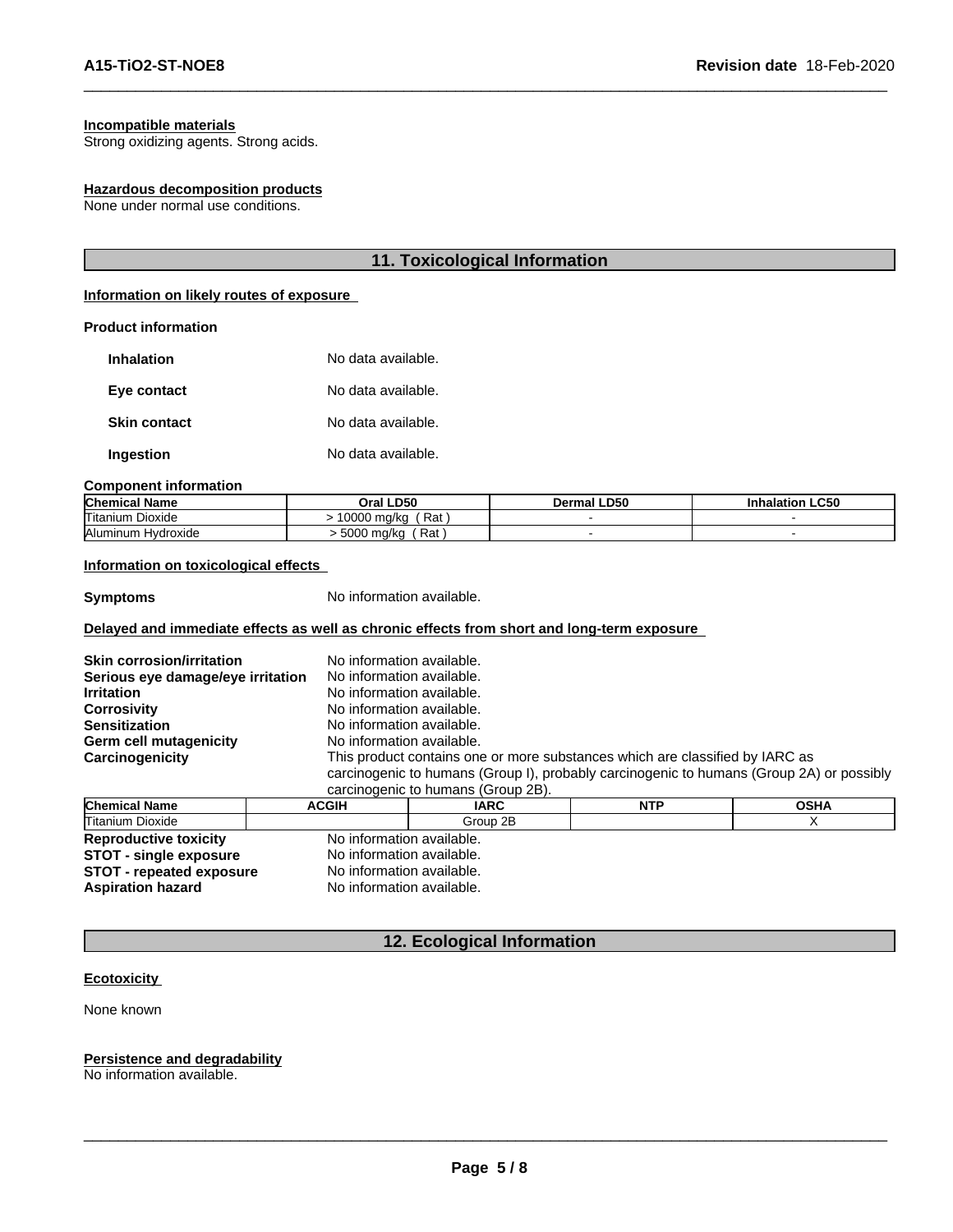**Incompatible materials**
Strong oxidizing agents. Strong acids.

**Hazardous decomposition products**
None under normal use conditions.

## 11. Toxicological Information

**Information on likely routes of exposure**

**Product information**

**Inhalation** No data available.

**Eye contact** No data available.

**Skin contact** No data available.

**Ingestion** No data available.

**Component information**

| Chemical Name | Oral LD50 | Dermal LD50 | Inhalation LC50 |
|---|---|---|---|
| Titanium Dioxide | > 10000 mg/kg ( Rat ) | - | - |
| Aluminum Hydroxide | > 5000 mg/kg ( Rat ) | - | - |

**Information on toxicological effects**

**Symptoms** No information available.

**Delayed and immediate effects as well as chronic effects from short and long-term exposure**

**Skin corrosion/irritation** No information available.
**Serious eye damage/eye irritation** No information available.
**Irritation** No information available.
**Corrosivity** No information available.
**Sensitization** No information available.
**Germ cell mutagenicity** No information available.
**Carcinogenicity** This product contains one or more substances which are classified by IARC as carcinogenic to humans (Group I), probably carcinogenic to humans (Group 2A) or possibly carcinogenic to humans (Group 2B).

| Chemical Name | ACGIH | IARC | NTP | OSHA |
|---|---|---|---|---|
| Titanium Dioxide | | Group 2B | | X |

**Reproductive toxicity** No information available.
**STOT - single exposure** No information available.
**STOT - repeated exposure** No information available.
**Aspiration hazard** No information available.

## 12. Ecological Information

**Ecotoxicity**

None known

**Persistence and degradability**
No information available.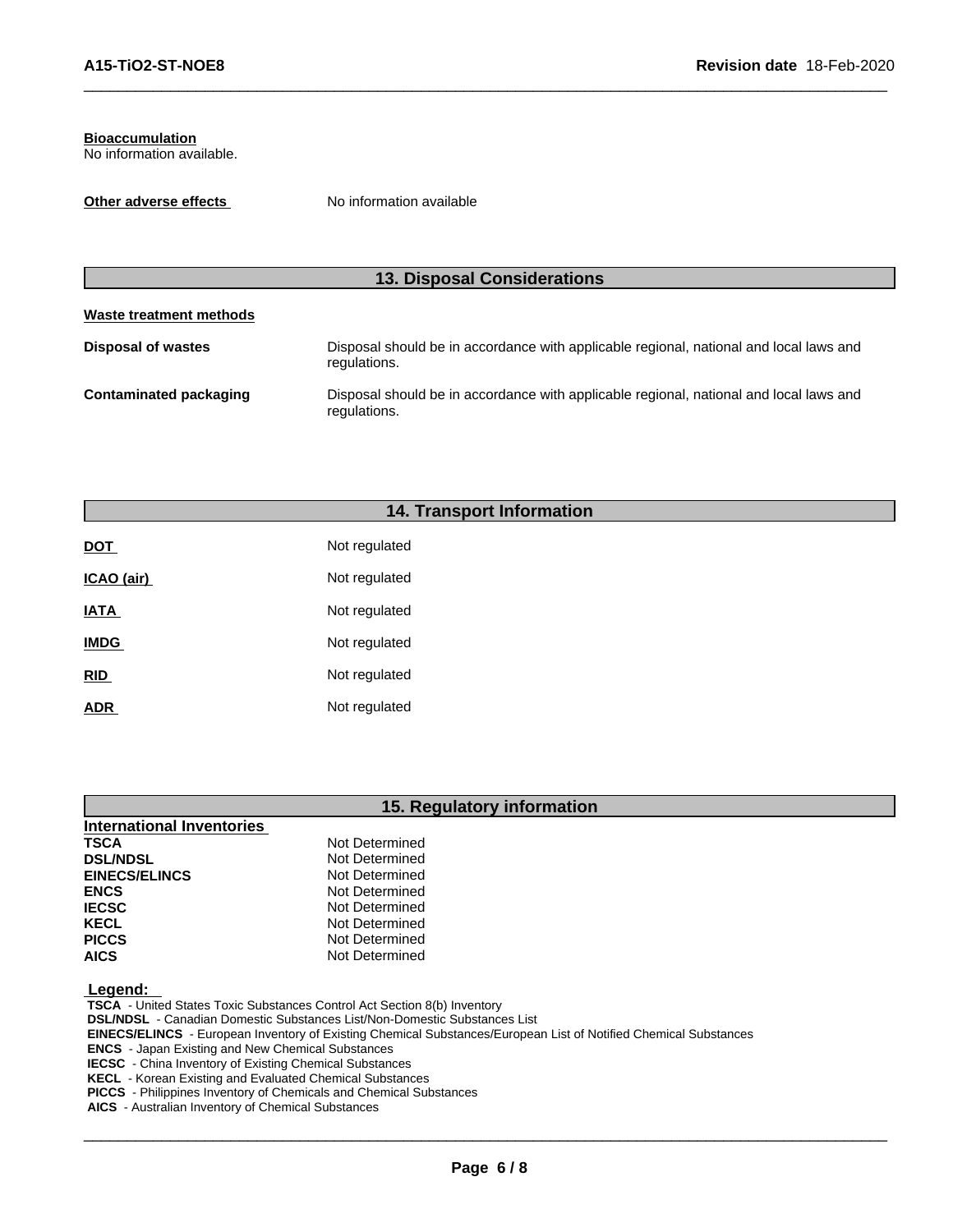**Bioaccumulation**
No information available.

**Other adverse effects** No information available

## 13. Disposal Considerations

**Waste treatment methods**

| | |
|---|---|
| **Disposal of wastes** | Disposal should be in accordance with applicable regional, national and local laws and regulations. |
| **Contaminated packaging** | Disposal should be in accordance with applicable regional, national and local laws and regulations. |

## 14. Transport Information

| | |
|---|---|
| **DOT** | Not regulated |
| **ICAO (air)** | Not regulated |
| **IATA** | Not regulated |
| **IMDG** | Not regulated |
| **RID** | Not regulated |
| **ADR** | Not regulated |

## 15. Regulatory information

**International Inventories**

| | |
|---|---|
| **TSCA** | Not Determined |
| **DSL/NDSL** | Not Determined |
| **EINECS/ELINCS** | Not Determined |
| **ENCS** | Not Determined |
| **IECSC** | Not Determined |
| **KECL** | Not Determined |
| **PICCS** | Not Determined |
| **AICS** | Not Determined |

**Legend:**
**TSCA** - United States Toxic Substances Control Act Section 8(b) Inventory
**DSL/NDSL** - Canadian Domestic Substances List/Non-Domestic Substances List
**EINECS/ELINCS** - European Inventory of Existing Chemical Substances/European List of Notified Chemical Substances
**ENCS** - Japan Existing and New Chemical Substances
**IECSC** - China Inventory of Existing Chemical Substances
**KECL** - Korean Existing and Evaluated Chemical Substances
**PICCS** - Philippines Inventory of Chemicals and Chemical Substances
**AICS** - Australian Inventory of Chemical Substances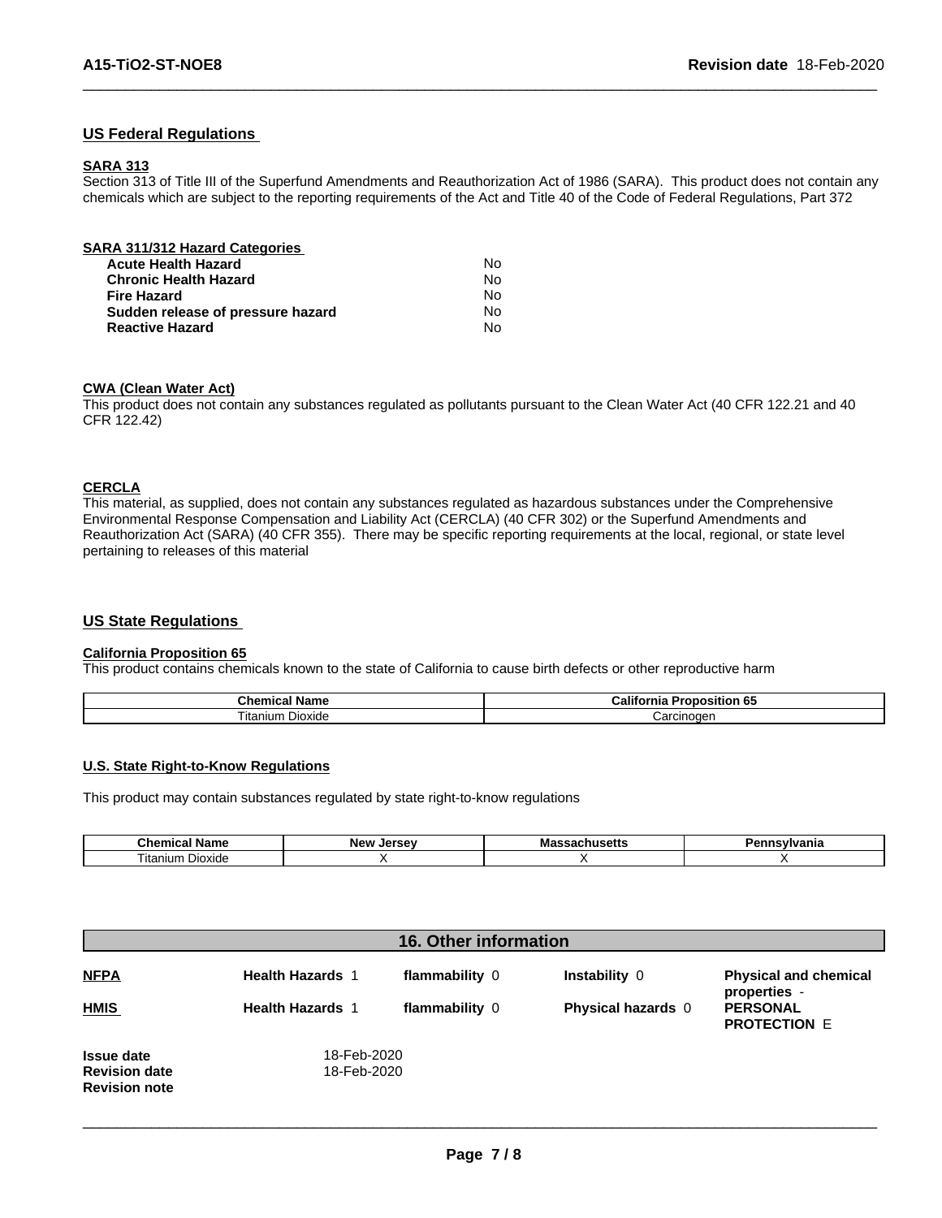## US Federal Regulations

### SARA 313

Section 313 of Title III of the Superfund Amendments and Reauthorization Act of 1986 (SARA). This product does not contain any chemicals which are subject to the reporting requirements of the Act and Title 40 of the Code of Federal Regulations, Part 372

### SARA 311/312 Hazard Categories

| | |
|---|---|
| **Acute Health Hazard** | No |
| **Chronic Health Hazard** | No |
| **Fire Hazard** | No |
| **Sudden release of pressure hazard** | No |
| **Reactive Hazard** | No |

### CWA (Clean Water Act)

This product does not contain any substances regulated as pollutants pursuant to the Clean Water Act (40 CFR 122.21 and 40 CFR 122.42)

### CERCLA

This material, as supplied, does not contain any substances regulated as hazardous substances under the Comprehensive Environmental Response Compensation and Liability Act (CERCLA) (40 CFR 302) or the Superfund Amendments and Reauthorization Act (SARA) (40 CFR 355). There may be specific reporting requirements at the local, regional, or state level pertaining to releases of this material

## US State Regulations

### California Proposition 65

This product contains chemicals known to the state of California to cause birth defects or other reproductive harm

| Chemical Name | California Proposition 65 |
|---|---|
| Titanium Dioxide | Carcinogen |

### U.S. State Right-to-Know Regulations

This product may contain substances regulated by state right-to-know regulations

| Chemical Name | New Jersey | Massachusetts | Pennsylvania |
|---|---|---|---|
| Titanium Dioxide | X | X | X |

## 16. Other information

| | | | | |
|---|---|---|---|---|
| **NFPA** | **Health Hazards** 1 | **flammability** 0 | **Instability** 0 | **Physical and chemical properties** - |
| **HMIS** | **Health Hazards** 1 | **flammability** 0 | **Physical hazards** 0 | **PERSONAL PROTECTION** E |

**Issue date** 18-Feb-2020
**Revision date** 18-Feb-2020
**Revision note**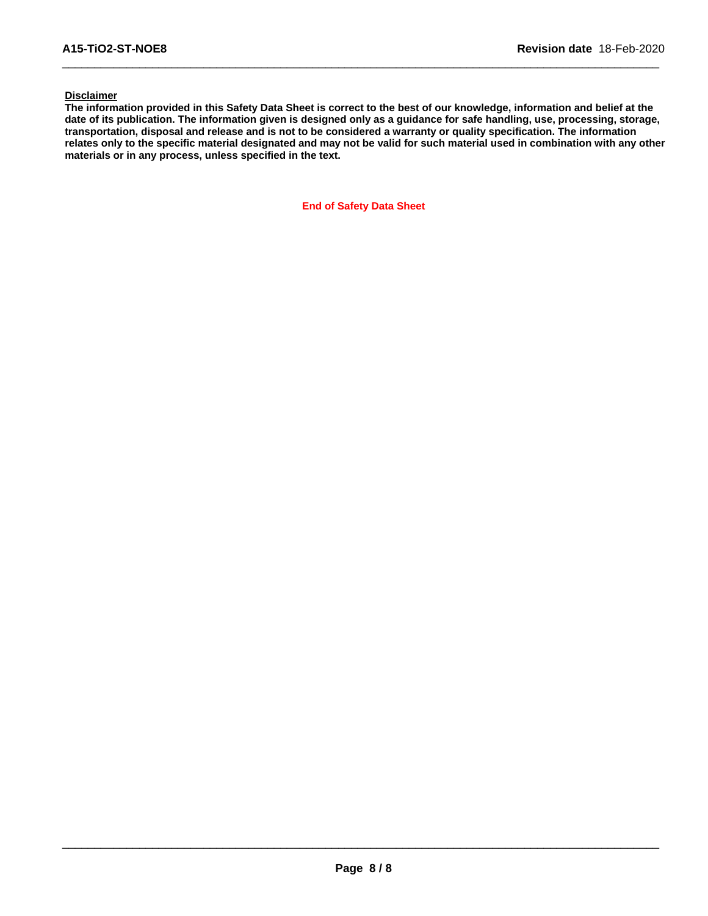**Disclaimer**

**The information provided in this Safety Data Sheet is correct to the best of our knowledge, information and belief at the date of its publication. The information given is designed only as a guidance for safe handling, use, processing, storage, transportation, disposal and release and is not to be considered a warranty or quality specification. The information relates only to the specific material designated and may not be valid for such material used in combination with any other materials or in any process, unless specified in the text.**

**End of Safety Data Sheet**